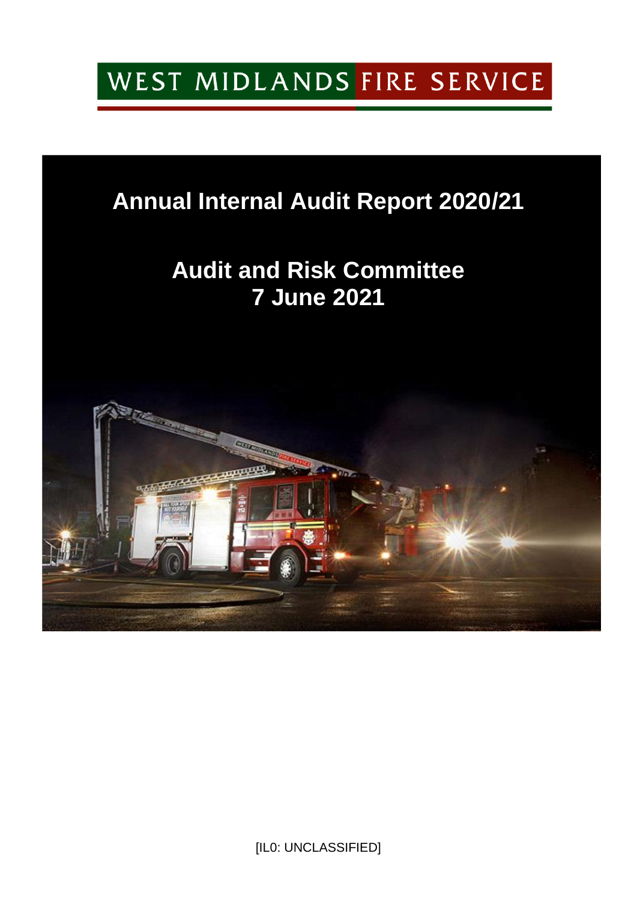WEST MIDLANDS FIRE SERVICE

# Annual Internal Audit Report 2020/21

## Audit and Risk Committee
## 7 June 2021

[IL0: UNCLASSIFIED]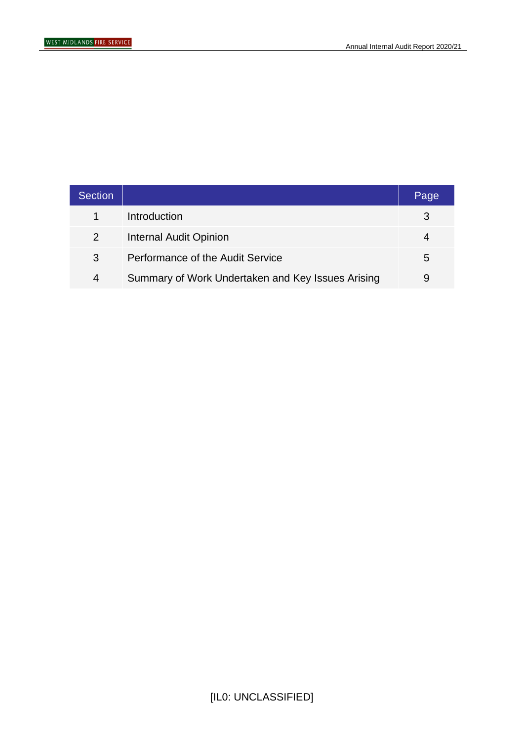| Section | | Page |
|---|---|---|
| 1 | Introduction | 3 |
| 2 | Internal Audit Opinion | 4 |
| 3 | Performance of the Audit Service | 5 |
| 4 | Summary of Work Undertaken and Key Issues Arising | 9 |

[IL0: UNCLASSIFIED]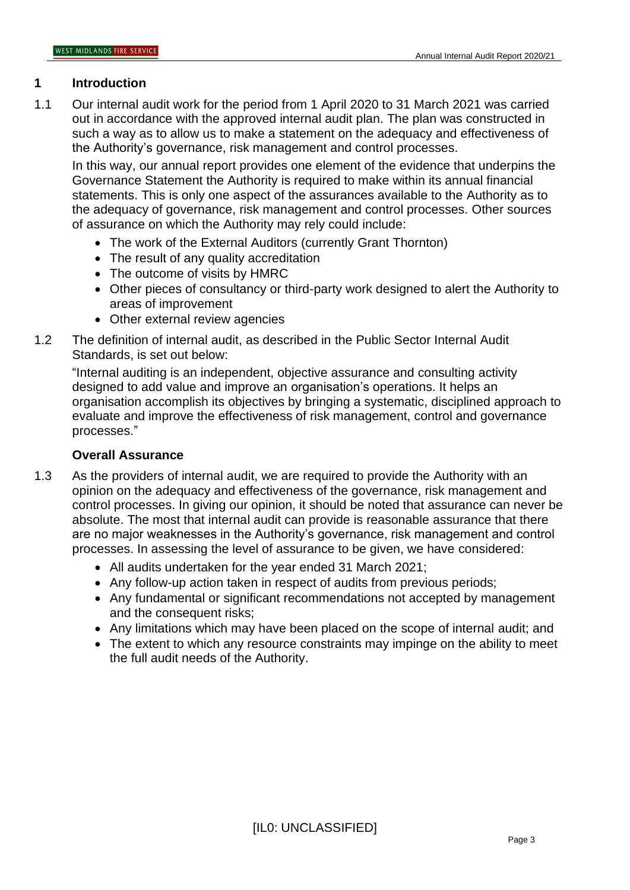## 1 Introduction

1.1 Our internal audit work for the period from 1 April 2020 to 31 March 2021 was carried out in accordance with the approved internal audit plan. The plan was constructed in such a way as to allow us to make a statement on the adequacy and effectiveness of the Authority's governance, risk management and control processes.

In this way, our annual report provides one element of the evidence that underpins the Governance Statement the Authority is required to make within its annual financial statements. This is only one aspect of the assurances available to the Authority as to the adequacy of governance, risk management and control processes. Other sources of assurance on which the Authority may rely could include:

- The work of the External Auditors (currently Grant Thornton)
- The result of any quality accreditation
- The outcome of visits by HMRC
- Other pieces of consultancy or third-party work designed to alert the Authority to areas of improvement
- Other external review agencies

1.2 The definition of internal audit, as described in the Public Sector Internal Audit Standards, is set out below:

"Internal auditing is an independent, objective assurance and consulting activity designed to add value and improve an organisation's operations. It helps an organisation accomplish its objectives by bringing a systematic, disciplined approach to evaluate and improve the effectiveness of risk management, control and governance processes."

### Overall Assurance

1.3 As the providers of internal audit, we are required to provide the Authority with an opinion on the adequacy and effectiveness of the governance, risk management and control processes. In giving our opinion, it should be noted that assurance can never be absolute. The most that internal audit can provide is reasonable assurance that there are no major weaknesses in the Authority's governance, risk management and control processes. In assessing the level of assurance to be given, we have considered:

- All audits undertaken for the year ended 31 March 2021;
- Any follow-up action taken in respect of audits from previous periods;
- Any fundamental or significant recommendations not accepted by management and the consequent risks;
- Any limitations which may have been placed on the scope of internal audit; and
- The extent to which any resource constraints may impinge on the ability to meet the full audit needs of the Authority.

[IL0: UNCLASSIFIED]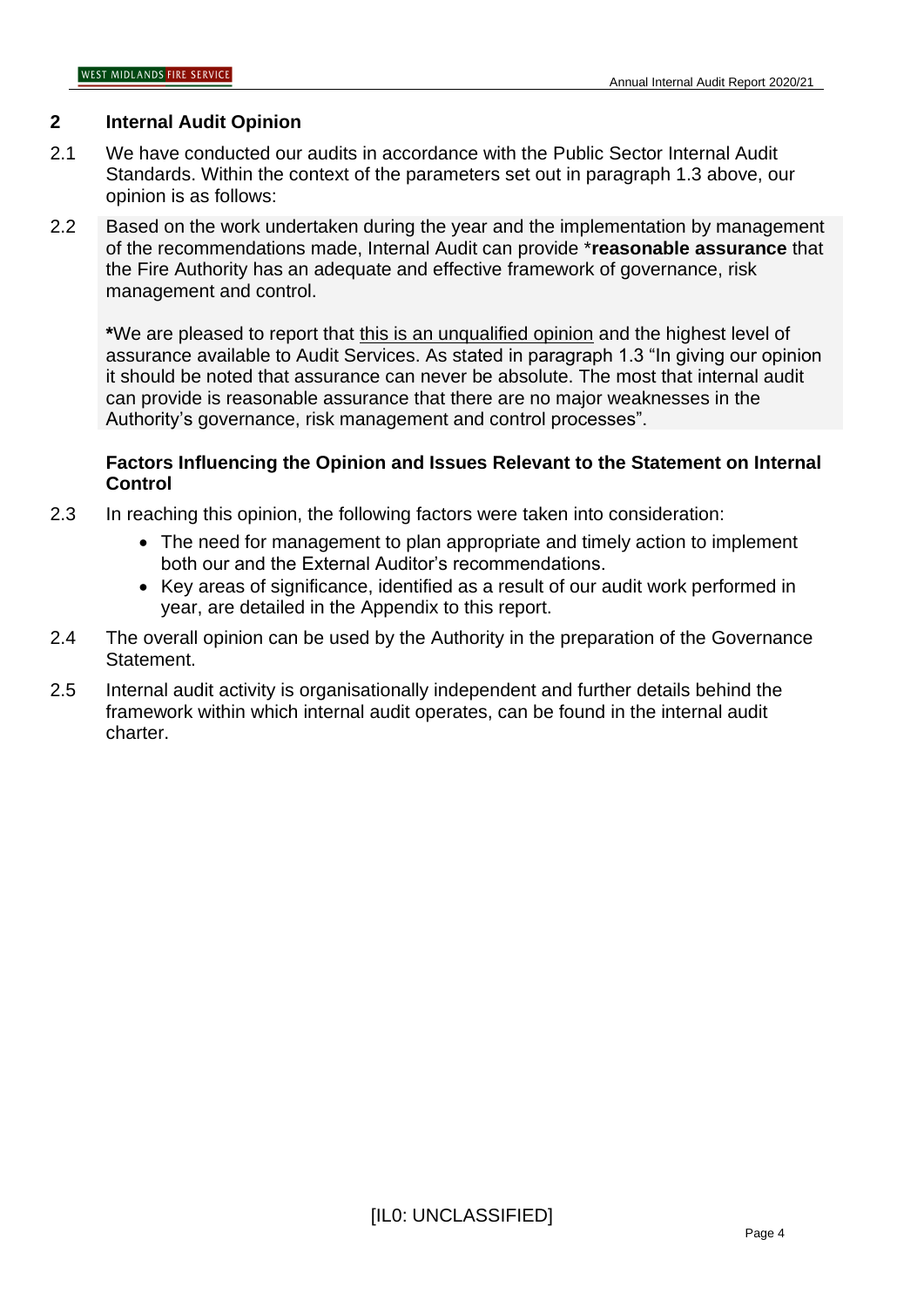## 2 Internal Audit Opinion

2.1 We have conducted our audits in accordance with the Public Sector Internal Audit Standards. Within the context of the parameters set out in paragraph 1.3 above, our opinion is as follows:

2.2 Based on the work undertaken during the year and the implementation by management of the recommendations made, Internal Audit can provide ***reasonable assurance** that the Fire Authority has an adequate and effective framework of governance, risk management and control.

**\***We are pleased to report that <u>this is an unqualified opinion</u> and the highest level of assurance available to Audit Services. As stated in paragraph 1.3 "In giving our opinion it should be noted that assurance can never be absolute. The most that internal audit can provide is reasonable assurance that there are no major weaknesses in the Authority's governance, risk management and control processes".

**Factors Influencing the Opinion and Issues Relevant to the Statement on Internal Control**

2.3 In reaching this opinion, the following factors were taken into consideration:

- The need for management to plan appropriate and timely action to implement both our and the External Auditor's recommendations.
- Key areas of significance, identified as a result of our audit work performed in year, are detailed in the Appendix to this report.

2.4 The overall opinion can be used by the Authority in the preparation of the Governance Statement.

2.5 Internal audit activity is organisationally independent and further details behind the framework within which internal audit operates, can be found in the internal audit charter.

[IL0: UNCLASSIFIED]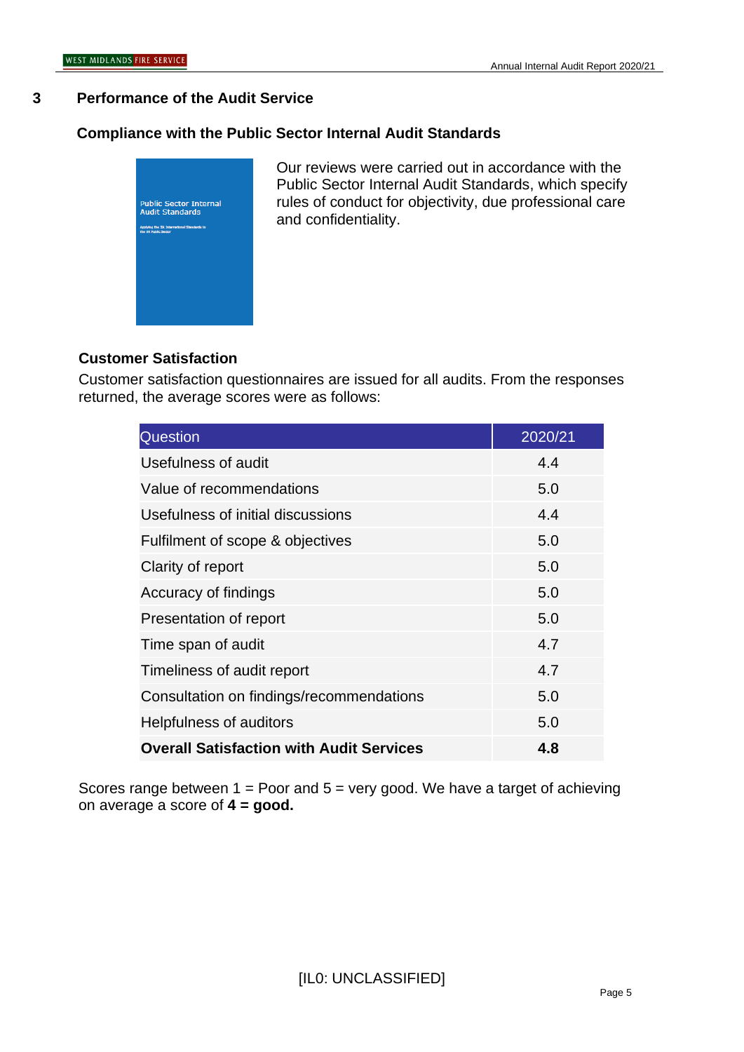## 3 Performance of the Audit Service

### Compliance with the Public Sector Internal Audit Standards

Our reviews were carried out in accordance with the Public Sector Internal Audit Standards, which specify rules of conduct for objectivity, due professional care and confidentiality.

### Customer Satisfaction

Customer satisfaction questionnaires are issued for all audits. From the responses returned, the average scores were as follows:

| Question | 2020/21 |
|---|---|
| Usefulness of audit | 4.4 |
| Value of recommendations | 5.0 |
| Usefulness of initial discussions | 4.4 |
| Fulfilment of scope & objectives | 5.0 |
| Clarity of report | 5.0 |
| Accuracy of findings | 5.0 |
| Presentation of report | 5.0 |
| Time span of audit | 4.7 |
| Timeliness of audit report | 4.7 |
| Consultation on findings/recommendations | 5.0 |
| Helpfulness of auditors | 5.0 |
| **Overall Satisfaction with Audit Services** | **4.8** |

Scores range between 1 = Poor and 5 = very good. We have a target of achieving on average a score of **4 = good.**

[IL0: UNCLASSIFIED]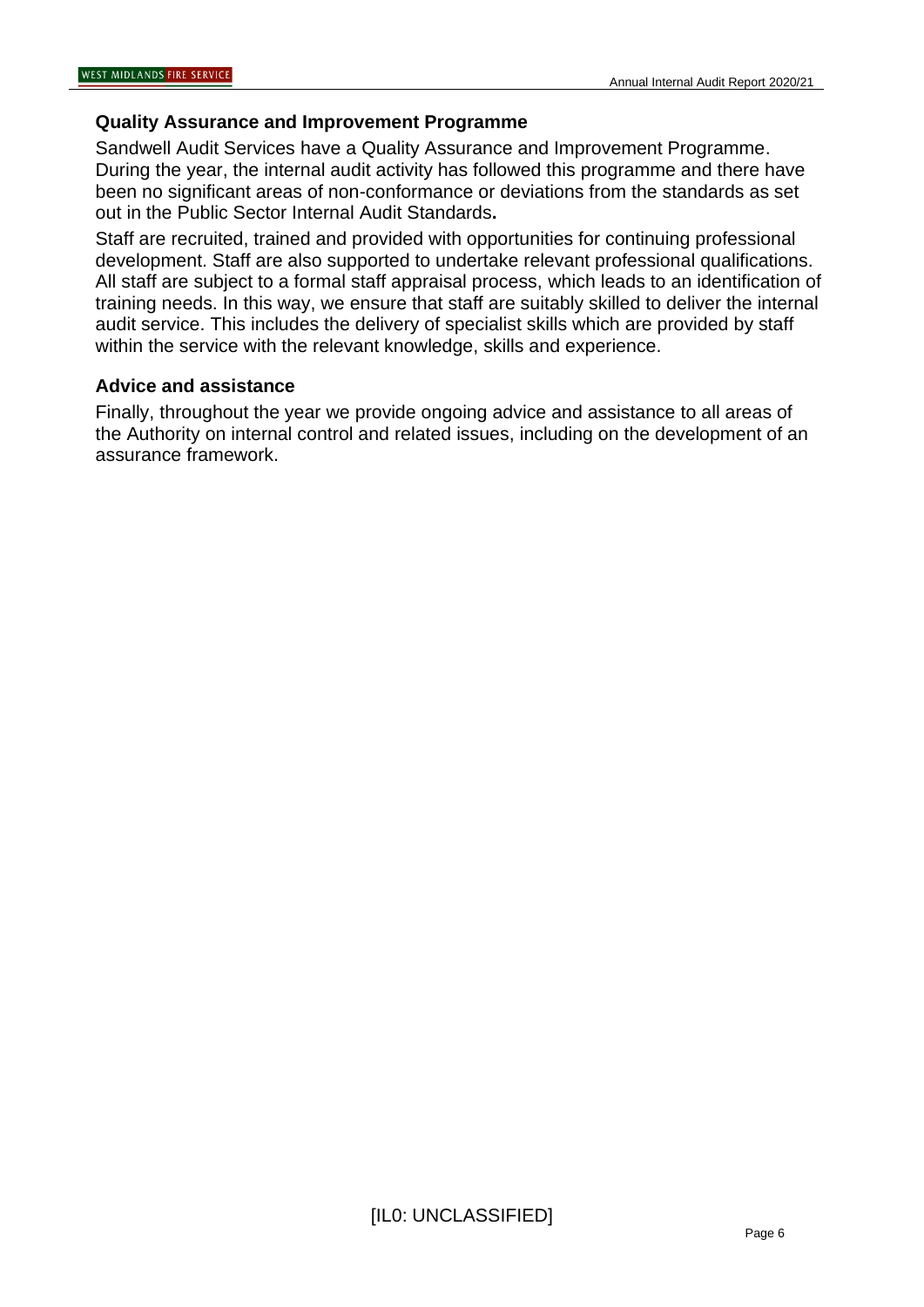### Quality Assurance and Improvement Programme

Sandwell Audit Services have a Quality Assurance and Improvement Programme. During the year, the internal audit activity has followed this programme and there have been no significant areas of non-conformance or deviations from the standards as set out in the Public Sector Internal Audit Standards**.**

Staff are recruited, trained and provided with opportunities for continuing professional development. Staff are also supported to undertake relevant professional qualifications. All staff are subject to a formal staff appraisal process, which leads to an identification of training needs. In this way, we ensure that staff are suitably skilled to deliver the internal audit service. This includes the delivery of specialist skills which are provided by staff within the service with the relevant knowledge, skills and experience.

### Advice and assistance

Finally, throughout the year we provide ongoing advice and assistance to all areas of the Authority on internal control and related issues, including on the development of an assurance framework.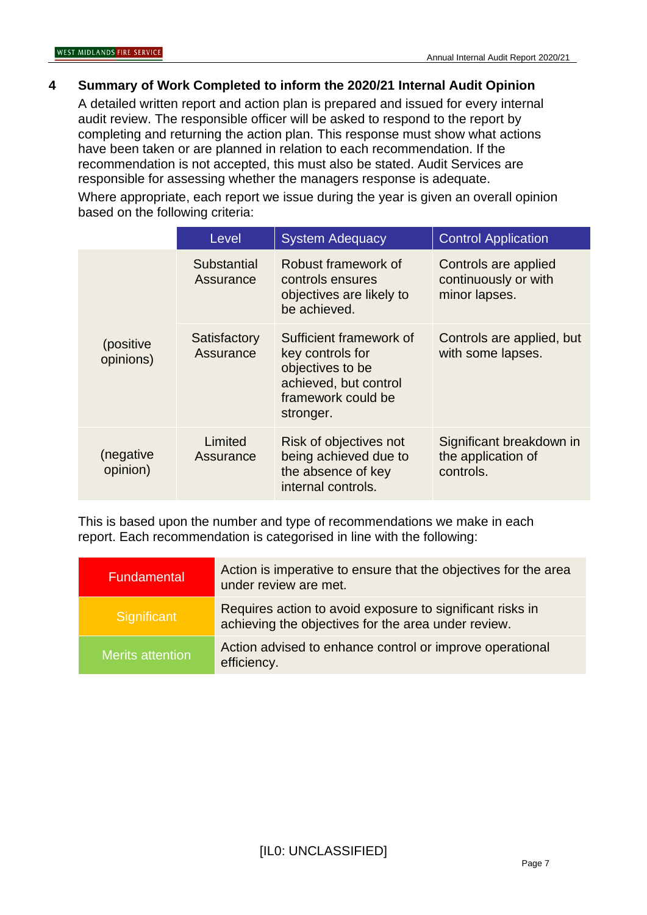## 4 Summary of Work Completed to inform the 2020/21 Internal Audit Opinion

A detailed written report and action plan is prepared and issued for every internal audit review. The responsible officer will be asked to respond to the report by completing and returning the action plan. This response must show what actions have been taken or are planned in relation to each recommendation. If the recommendation is not accepted, this must also be stated. Audit Services are responsible for assessing whether the managers response is adequate.

Where appropriate, each report we issue during the year is given an overall opinion based on the following criteria:

| | Level | System Adequacy | Control Application |
|---|---|---|---|
| (positive opinions) | Substantial Assurance | Robust framework of controls ensures objectives are likely to be achieved. | Controls are applied continuously or with minor lapses. |
| | Satisfactory Assurance | Sufficient framework of key controls for objectives to be achieved, but control framework could be stronger. | Controls are applied, but with some lapses. |
| (negative opinion) | Limited Assurance | Risk of objectives not being achieved due to the absence of key internal controls. | Significant breakdown in the application of controls. |

This is based upon the number and type of recommendations we make in each report. Each recommendation is categorised in line with the following:

| Category | Description |
|---|---|
| Fundamental | Action is imperative to ensure that the objectives for the area under review are met. |
| Significant | Requires action to avoid exposure to significant risks in achieving the objectives for the area under review. |
| Merits attention | Action advised to enhance control or improve operational efficiency. |

[IL0: UNCLASSIFIED]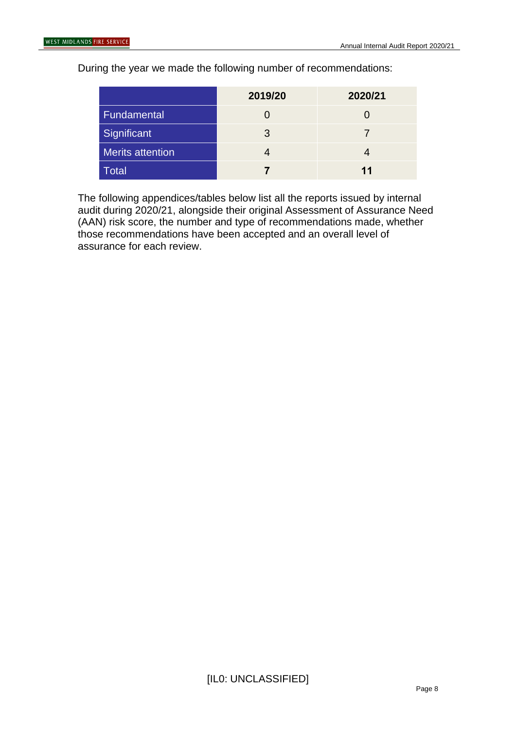During the year we made the following number of recommendations:

| | 2019/20 | 2020/21 |
|---|---|---|
| Fundamental | 0 | 0 |
| Significant | 3 | 7 |
| Merits attention | 4 | 4 |
| Total | **7** | **11** |

The following appendices/tables below list all the reports issued by internal audit during 2020/21, alongside their original Assessment of Assurance Need (AAN) risk score, the number and type of recommendations made, whether those recommendations have been accepted and an overall level of assurance for each review.

[IL0: UNCLASSIFIED]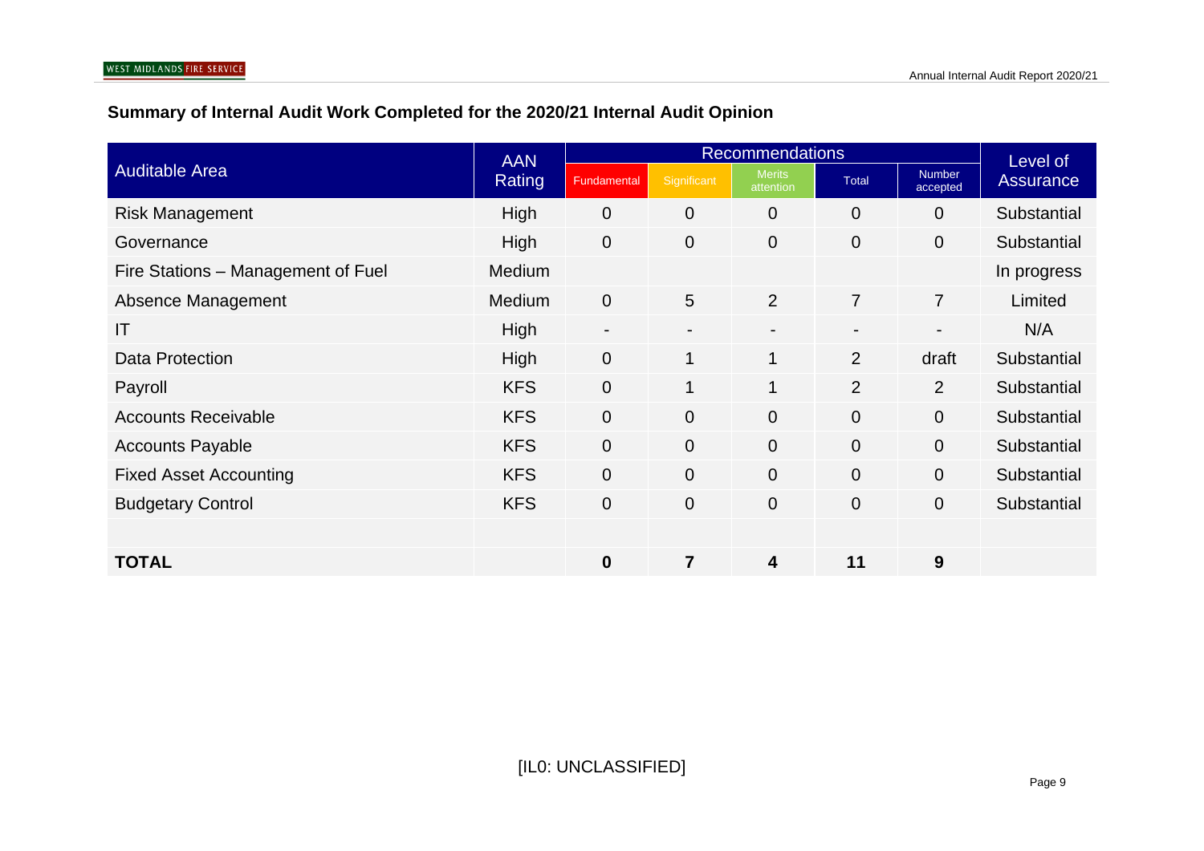## Summary of Internal Audit Work Completed for the 2020/21 Internal Audit Opinion

| Auditable Area | AAN Rating | Recommendations | | | | | Level of Assurance |
|---|---|---|---|---|---|---|---|
| | | Fundamental | Significant | Merits attention | Total | Number accepted | |
| Risk Management | High | 0 | 0 | 0 | 0 | 0 | Substantial |
| Governance | High | 0 | 0 | 0 | 0 | 0 | Substantial |
| Fire Stations – Management of Fuel | Medium | | | | | | In progress |
| Absence Management | Medium | 0 | 5 | 2 | 7 | 7 | Limited |
| IT | High | - | - | - | - | - | N/A |
| Data Protection | High | 0 | 1 | 1 | 2 | draft | Substantial |
| Payroll | KFS | 0 | 1 | 1 | 2 | 2 | Substantial |
| Accounts Receivable | KFS | 0 | 0 | 0 | 0 | 0 | Substantial |
| Accounts Payable | KFS | 0 | 0 | 0 | 0 | 0 | Substantial |
| Fixed Asset Accounting | KFS | 0 | 0 | 0 | 0 | 0 | Substantial |
| Budgetary Control | KFS | 0 | 0 | 0 | 0 | 0 | Substantial |
| | | | | | | | |
| **TOTAL** | | **0** | **7** | **4** | **11** | **9** | |

[IL0: UNCLASSIFIED]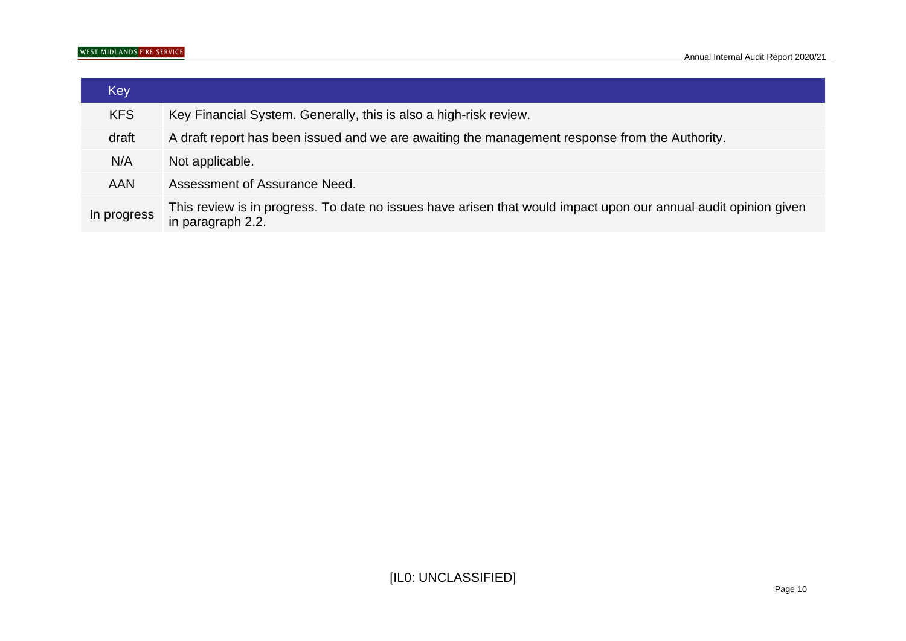| Key | |
|---|---|
| KFS | Key Financial System. Generally, this is also a high-risk review. |
| draft | A draft report has been issued and we are awaiting the management response from the Authority. |
| N/A | Not applicable. |
| AAN | Assessment of Assurance Need. |
| In progress | This review is in progress. To date no issues have arisen that would impact upon our annual audit opinion given in paragraph 2.2. |

[IL0: UNCLASSIFIED]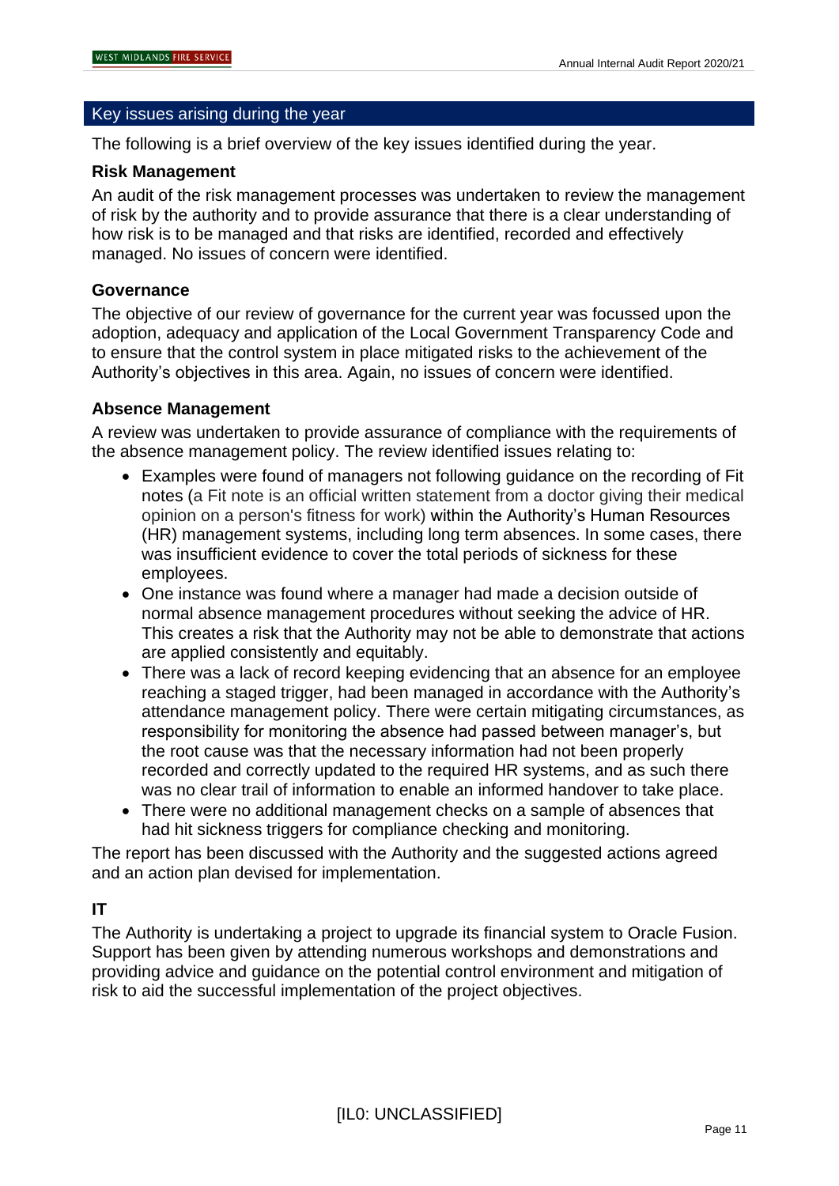## Key issues arising during the year

The following is a brief overview of the key issues identified during the year.

### Risk Management

An audit of the risk management processes was undertaken to review the management of risk by the authority and to provide assurance that there is a clear understanding of how risk is to be managed and that risks are identified, recorded and effectively managed. No issues of concern were identified.

### Governance

The objective of our review of governance for the current year was focussed upon the adoption, adequacy and application of the Local Government Transparency Code and to ensure that the control system in place mitigated risks to the achievement of the Authority's objectives in this area. Again, no issues of concern were identified.

### Absence Management

A review was undertaken to provide assurance of compliance with the requirements of the absence management policy. The review identified issues relating to:

- Examples were found of managers not following guidance on the recording of Fit notes (a Fit note is an official written statement from a doctor giving their medical opinion on a person's fitness for work) within the Authority's Human Resources (HR) management systems, including long term absences. In some cases, there was insufficient evidence to cover the total periods of sickness for these employees.
- One instance was found where a manager had made a decision outside of normal absence management procedures without seeking the advice of HR. This creates a risk that the Authority may not be able to demonstrate that actions are applied consistently and equitably.
- There was a lack of record keeping evidencing that an absence for an employee reaching a staged trigger, had been managed in accordance with the Authority's attendance management policy. There were certain mitigating circumstances, as responsibility for monitoring the absence had passed between manager's, but the root cause was that the necessary information had not been properly recorded and correctly updated to the required HR systems, and as such there was no clear trail of information to enable an informed handover to take place.
- There were no additional management checks on a sample of absences that had hit sickness triggers for compliance checking and monitoring.

The report has been discussed with the Authority and the suggested actions agreed and an action plan devised for implementation.

### IT

The Authority is undertaking a project to upgrade its financial system to Oracle Fusion. Support has been given by attending numerous workshops and demonstrations and providing advice and guidance on the potential control environment and mitigation of risk to aid the successful implementation of the project objectives.

[IL0: UNCLASSIFIED]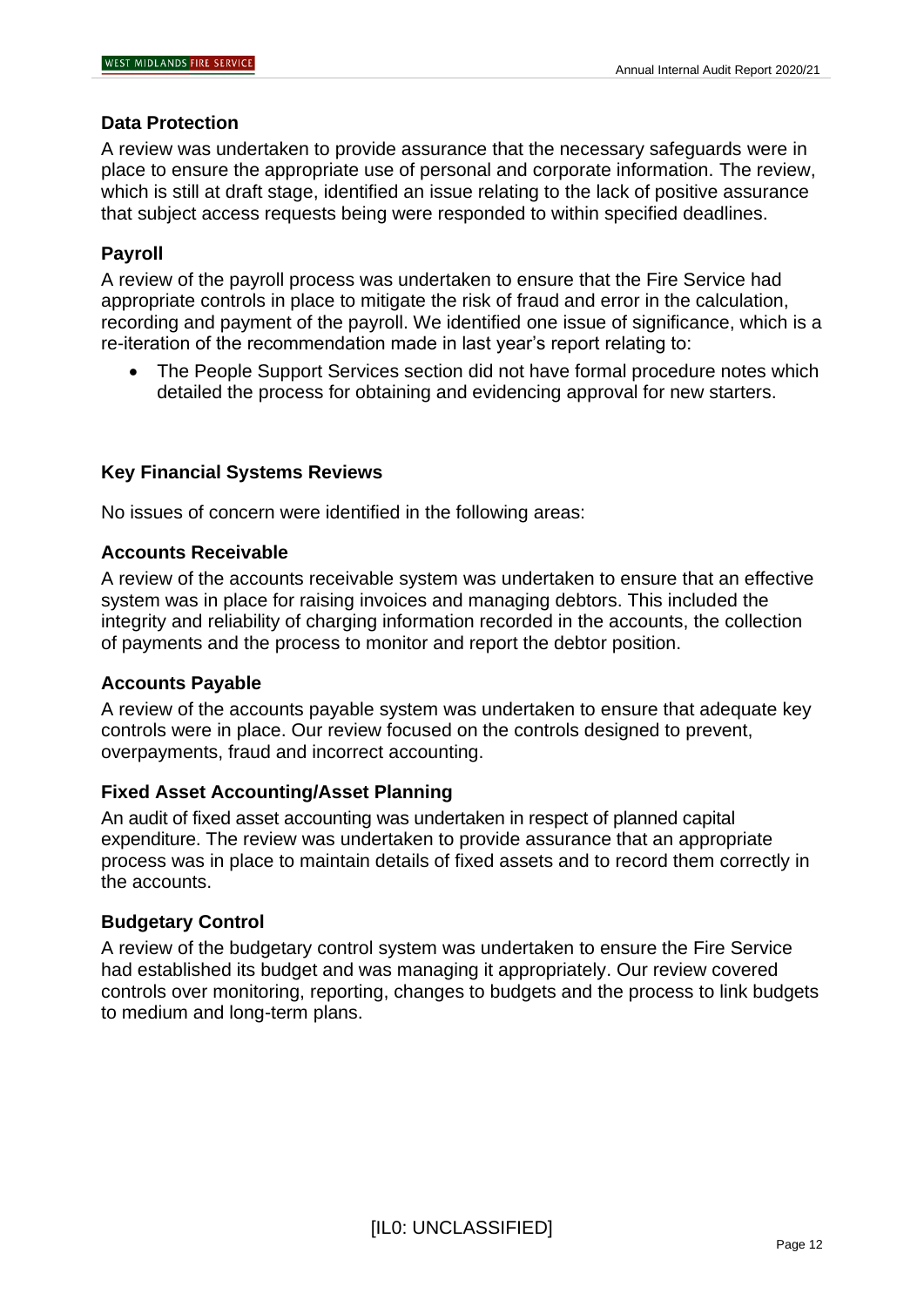### Data Protection

A review was undertaken to provide assurance that the necessary safeguards were in place to ensure the appropriate use of personal and corporate information. The review, which is still at draft stage, identified an issue relating to the lack of positive assurance that subject access requests being were responded to within specified deadlines.

### Payroll

A review of the payroll process was undertaken to ensure that the Fire Service had appropriate controls in place to mitigate the risk of fraud and error in the calculation, recording and payment of the payroll. We identified one issue of significance, which is a re-iteration of the recommendation made in last year's report relating to:

- The People Support Services section did not have formal procedure notes which detailed the process for obtaining and evidencing approval for new starters.

### Key Financial Systems Reviews

No issues of concern were identified in the following areas:

### Accounts Receivable

A review of the accounts receivable system was undertaken to ensure that an effective system was in place for raising invoices and managing debtors. This included the integrity and reliability of charging information recorded in the accounts, the collection of payments and the process to monitor and report the debtor position.

### Accounts Payable

A review of the accounts payable system was undertaken to ensure that adequate key controls were in place. Our review focused on the controls designed to prevent, overpayments, fraud and incorrect accounting.

### Fixed Asset Accounting/Asset Planning

An audit of fixed asset accounting was undertaken in respect of planned capital expenditure. The review was undertaken to provide assurance that an appropriate process was in place to maintain details of fixed assets and to record them correctly in the accounts.

### Budgetary Control

A review of the budgetary control system was undertaken to ensure the Fire Service had established its budget and was managing it appropriately. Our review covered controls over monitoring, reporting, changes to budgets and the process to link budgets to medium and long-term plans.

[IL0: UNCLASSIFIED]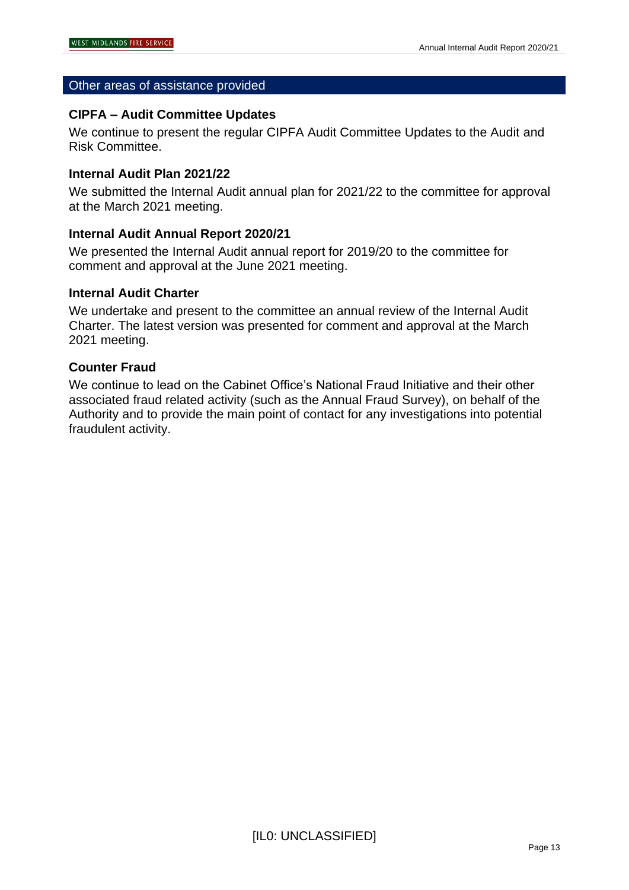## Other areas of assistance provided

### CIPFA – Audit Committee Updates

We continue to present the regular CIPFA Audit Committee Updates to the Audit and Risk Committee.

### Internal Audit Plan 2021/22

We submitted the Internal Audit annual plan for 2021/22 to the committee for approval at the March 2021 meeting.

### Internal Audit Annual Report 2020/21

We presented the Internal Audit annual report for 2019/20 to the committee for comment and approval at the June 2021 meeting.

### Internal Audit Charter

We undertake and present to the committee an annual review of the Internal Audit Charter. The latest version was presented for comment and approval at the March 2021 meeting.

### Counter Fraud

We continue to lead on the Cabinet Office's National Fraud Initiative and their other associated fraud related activity (such as the Annual Fraud Survey), on behalf of the Authority and to provide the main point of contact for any investigations into potential fraudulent activity.

[IL0: UNCLASSIFIED]